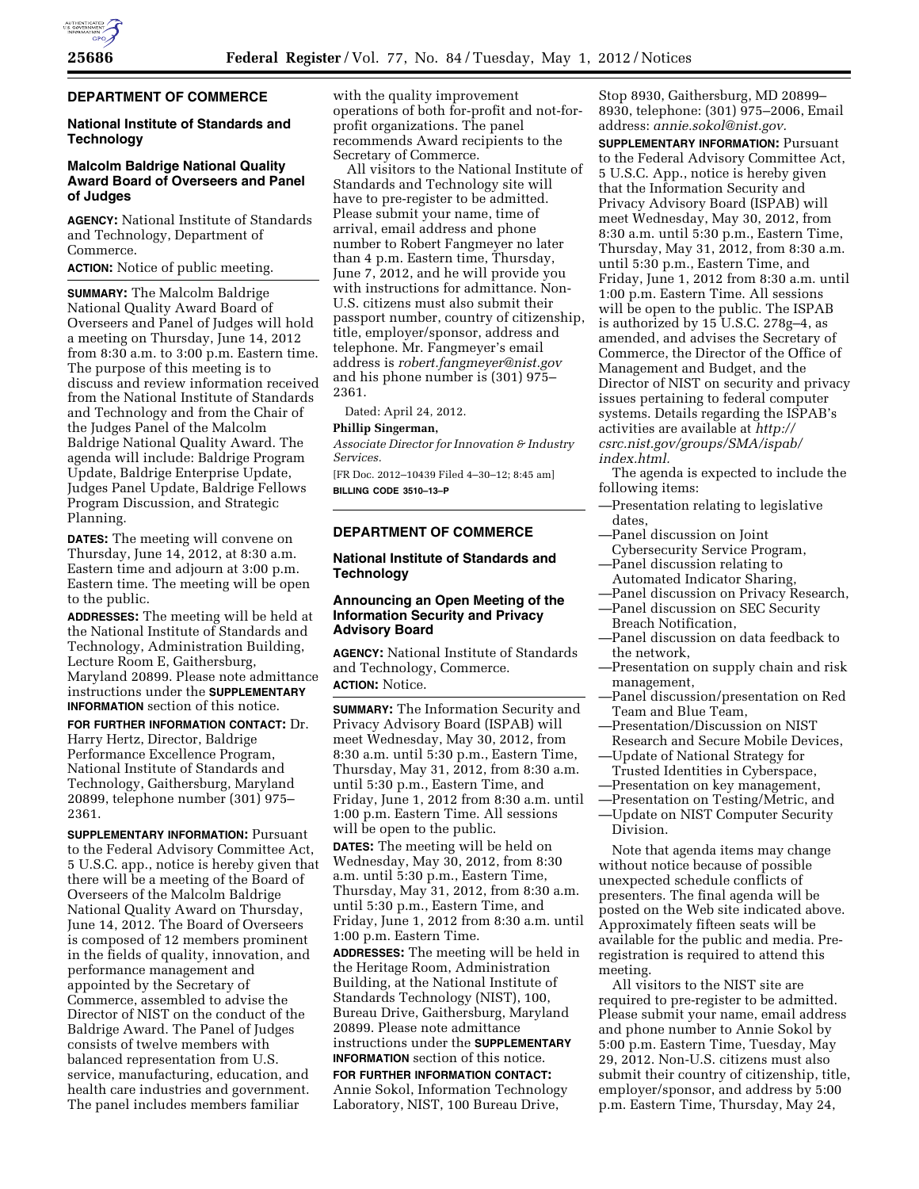## DEPARTMENT OF COMMERCE

### National Institute of Standards and Technology

### Malcolm Baldrige National Quality Award Board of Overseers and Panel of Judges

**AGENCY:** National Institute of Standards and Technology, Department of Commerce.

**ACTION:** Notice of public meeting.

**SUMMARY:** The Malcolm Baldrige National Quality Award Board of Overseers and Panel of Judges will hold a meeting on Thursday, June 14, 2012 from 8:30 a.m. to 3:00 p.m. Eastern time. The purpose of this meeting is to discuss and review information received from the National Institute of Standards and Technology and from the Chair of the Judges Panel of the Malcolm Baldrige National Quality Award. The agenda will include: Baldrige Program Update, Baldrige Enterprise Update, Judges Panel Update, Baldrige Fellows Program Discussion, and Strategic Planning.

**DATES:** The meeting will convene on Thursday, June 14, 2012, at 8:30 a.m. Eastern time and adjourn at 3:00 p.m. Eastern time. The meeting will be open to the public.

**ADDRESSES:** The meeting will be held at the National Institute of Standards and Technology, Administration Building, Lecture Room E, Gaithersburg, Maryland 20899. Please note admittance instructions under the **SUPPLEMENTARY INFORMATION** section of this notice.

**FOR FURTHER INFORMATION CONTACT:** Dr. Harry Hertz, Director, Baldrige Performance Excellence Program, National Institute of Standards and Technology, Gaithersburg, Maryland 20899, telephone number (301) 975–2361.

**SUPPLEMENTARY INFORMATION:** Pursuant to the Federal Advisory Committee Act, 5 U.S.C. app., notice is hereby given that there will be a meeting of the Board of Overseers of the Malcolm Baldrige National Quality Award on Thursday, June 14, 2012. The Board of Overseers is composed of 12 members prominent in the fields of quality, innovation, and performance management and appointed by the Secretary of Commerce, assembled to advise the Director of NIST on the conduct of the Baldrige Award. The Panel of Judges consists of twelve members with balanced representation from U.S. service, manufacturing, education, and health care industries and government. The panel includes members familiar with the quality improvement operations of both for-profit and not-for-profit organizations. The panel recommends Award recipients to the Secretary of Commerce.

All visitors to the National Institute of Standards and Technology site will have to pre-register to be admitted. Please submit your name, time of arrival, email address and phone number to Robert Fangmeyer no later than 4 p.m. Eastern time, Thursday, June 7, 2012, and he will provide you with instructions for admittance. Non-U.S. citizens must also submit their passport number, country of citizenship, title, employer/sponsor, address and telephone. Mr. Fangmeyer's email address is *robert.fangmeyer@nist.gov* and his phone number is (301) 975–2361.

Dated: April 24, 2012.

**Phillip Singerman,**

*Associate Director for Innovation & Industry Services.*

[FR Doc. 2012–10439 Filed 4–30–12; 8:45 am]

**BILLING CODE 3510–13–P**

## DEPARTMENT OF COMMERCE

### National Institute of Standards and Technology

### Announcing an Open Meeting of the Information Security and Privacy Advisory Board

**AGENCY:** National Institute of Standards and Technology, Commerce.

**ACTION:** Notice.

**SUMMARY:** The Information Security and Privacy Advisory Board (ISPAB) will meet Wednesday, May 30, 2012, from 8:30 a.m. until 5:30 p.m., Eastern Time, Thursday, May 31, 2012, from 8:30 a.m. until 5:30 p.m., Eastern Time, and Friday, June 1, 2012 from 8:30 a.m. until 1:00 p.m. Eastern Time. All sessions will be open to the public.

**DATES:** The meeting will be held on Wednesday, May 30, 2012, from 8:30 a.m. until 5:30 p.m., Eastern Time, Thursday, May 31, 2012, from 8:30 a.m. until 5:30 p.m., Eastern Time, and Friday, June 1, 2012 from 8:30 a.m. until 1:00 p.m. Eastern Time.

**ADDRESSES:** The meeting will be held in the Heritage Room, Administration Building, at the National Institute of Standards Technology (NIST), 100, Bureau Drive, Gaithersburg, Maryland 20899. Please note admittance instructions under the **SUPPLEMENTARY INFORMATION** section of this notice.

**FOR FURTHER INFORMATION CONTACT:** Annie Sokol, Information Technology Laboratory, NIST, 100 Bureau Drive, Stop 8930, Gaithersburg, MD 20899–8930, telephone: (301) 975–2006, Email address: *annie.sokol@nist.gov.*

**SUPPLEMENTARY INFORMATION:** Pursuant to the Federal Advisory Committee Act, 5 U.S.C. App., notice is hereby given that the Information Security and Privacy Advisory Board (ISPAB) will meet Wednesday, May 30, 2012, from 8:30 a.m. until 5:30 p.m., Eastern Time, Thursday, May 31, 2012, from 8:30 a.m. until 5:30 p.m., Eastern Time, and Friday, June 1, 2012 from 8:30 a.m. until 1:00 p.m. Eastern Time. All sessions will be open to the public. The ISPAB is authorized by 15 U.S.C. 278g–4, as amended, and advises the Secretary of Commerce, the Director of the Office of Management and Budget, and the Director of NIST on security and privacy issues pertaining to federal computer systems. Details regarding the ISPAB's activities are available at *http://csrc.nist.gov/groups/SMA/ispab/index.html.*

The agenda is expected to include the following items:

—Presentation relating to legislative dates,
—Panel discussion on Joint Cybersecurity Service Program,
—Panel discussion relating to Automated Indicator Sharing,
—Panel discussion on Privacy Research,
—Panel discussion on SEC Security Breach Notification,
—Panel discussion on data feedback to the network,
—Presentation on supply chain and risk management,
—Panel discussion/presentation on Red Team and Blue Team,
—Presentation/Discussion on NIST Research and Secure Mobile Devices,
—Update of National Strategy for Trusted Identities in Cyberspace,
—Presentation on key management,
—Presentation on Testing/Metric, and
—Update on NIST Computer Security Division.

Note that agenda items may change without notice because of possible unexpected schedule conflicts of presenters. The final agenda will be posted on the Web site indicated above. Approximately fifteen seats will be available for the public and media. Pre-registration is required to attend this meeting.

All visitors to the NIST site are required to pre-register to be admitted. Please submit your name, email address and phone number to Annie Sokol by 5:00 p.m. Eastern Time, Tuesday, May 29, 2012. Non-U.S. citizens must also submit their country of citizenship, title, employer/sponsor, and address by 5:00 p.m. Eastern Time, Thursday, May 24,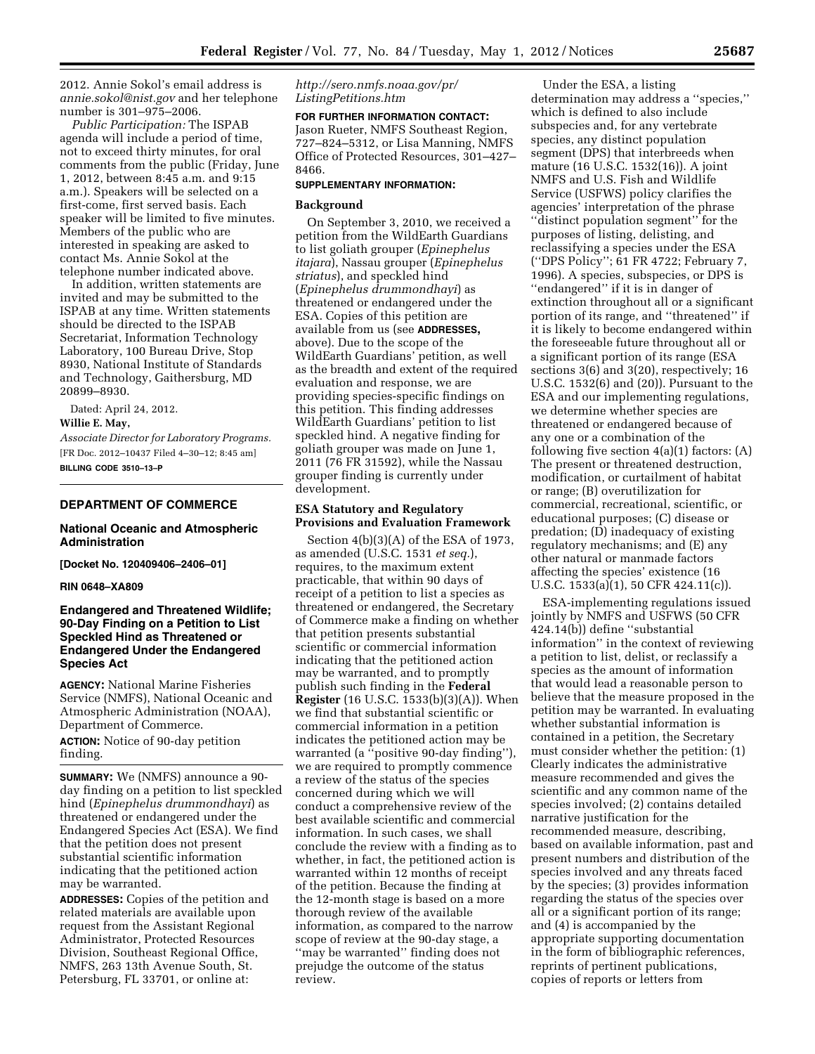2012. Annie Sokol's email address is *annie.sokol@nist.gov* and her telephone number is 301–975–2006.

*Public Participation:* The ISPAB agenda will include a period of time, not to exceed thirty minutes, for oral comments from the public (Friday, June 1, 2012, between 8:45 a.m. and 9:15 a.m.). Speakers will be selected on a first-come, first served basis. Each speaker will be limited to five minutes. Members of the public who are interested in speaking are asked to contact Ms. Annie Sokol at the telephone number indicated above.

In addition, written statements are invited and may be submitted to the ISPAB at any time. Written statements should be directed to the ISPAB Secretariat, Information Technology Laboratory, 100 Bureau Drive, Stop 8930, National Institute of Standards and Technology, Gaithersburg, MD 20899–8930.

Dated: April 24, 2012.

**Willie E. May,**

*Associate Director for Laboratory Programs.*

[FR Doc. 2012–10437 Filed 4–30–12; 8:45 am]

**BILLING CODE 3510–13–P**

## DEPARTMENT OF COMMERCE

### National Oceanic and Atmospheric Administration

**[Docket No. 120409406–2406–01]**

**RIN 0648–XA809**

### Endangered and Threatened Wildlife; 90-Day Finding on a Petition to List Speckled Hind as Threatened or Endangered Under the Endangered Species Act

**AGENCY:** National Marine Fisheries Service (NMFS), National Oceanic and Atmospheric Administration (NOAA), Department of Commerce.

**ACTION:** Notice of 90-day petition finding.

**SUMMARY:** We (NMFS) announce a 90-day finding on a petition to list speckled hind (*Epinephelus drummondhayi*) as threatened or endangered under the Endangered Species Act (ESA). We find that the petition does not present substantial scientific information indicating that the petitioned action may be warranted.

**ADDRESSES:** Copies of the petition and related materials are available upon request from the Assistant Regional Administrator, Protected Resources Division, Southeast Regional Office, NMFS, 263 13th Avenue South, St. Petersburg, FL 33701, or online at: *http://sero.nmfs.noaa.gov/pr/ListingPetitions.htm*

**FOR FURTHER INFORMATION CONTACT:** Jason Rueter, NMFS Southeast Region, 727–824–5312, or Lisa Manning, NMFS Office of Protected Resources, 301–427–8466.

**SUPPLEMENTARY INFORMATION:**

#### Background

On September 3, 2010, we received a petition from the WildEarth Guardians to list goliath grouper (*Epinephelus itajara*), Nassau grouper (*Epinephelus striatus*), and speckled hind (*Epinephelus drummondhayi*) as threatened or endangered under the ESA. Copies of this petition are available from us (see **ADDRESSES,** above). Due to the scope of the WildEarth Guardians' petition, as well as the breadth and extent of the required evaluation and response, we are providing species-specific findings on this petition. This finding addresses WildEarth Guardians' petition to list speckled hind. A negative finding for goliath grouper was made on June 1, 2011 (76 FR 31592), while the Nassau grouper finding is currently under development.

#### ESA Statutory and Regulatory Provisions and Evaluation Framework

Section 4(b)(3)(A) of the ESA of 1973, as amended (U.S.C. 1531 *et seq.*), requires, to the maximum extent practicable, that within 90 days of receipt of a petition to list a species as threatened or endangered, the Secretary of Commerce make a finding on whether that petition presents substantial scientific or commercial information indicating that the petitioned action may be warranted, and to promptly publish such finding in the **Federal Register** (16 U.S.C. 1533(b)(3)(A)). When we find that substantial scientific or commercial information in a petition indicates the petitioned action may be warranted (a ''positive 90-day finding''), we are required to promptly commence a review of the status of the species concerned during which we will conduct a comprehensive review of the best available scientific and commercial information. In such cases, we shall conclude the review with a finding as to whether, in fact, the petitioned action is warranted within 12 months of receipt of the petition. Because the finding at the 12-month stage is based on a more thorough review of the available information, as compared to the narrow scope of review at the 90-day stage, a ''may be warranted'' finding does not prejudge the outcome of the status review.

Under the ESA, a listing determination may address a ''species,'' which is defined to also include subspecies and, for any vertebrate species, any distinct population segment (DPS) that interbreeds when mature (16 U.S.C. 1532(16)). A joint NMFS and U.S. Fish and Wildlife Service (USFWS) policy clarifies the agencies' interpretation of the phrase ''distinct population segment'' for the purposes of listing, delisting, and reclassifying a species under the ESA (''DPS Policy''; 61 FR 4722; February 7, 1996). A species, subspecies, or DPS is ''endangered'' if it is in danger of extinction throughout all or a significant portion of its range, and ''threatened'' if it is likely to become endangered within the foreseeable future throughout all or a significant portion of its range (ESA sections 3(6) and 3(20), respectively; 16 U.S.C. 1532(6) and (20)). Pursuant to the ESA and our implementing regulations, we determine whether species are threatened or endangered because of any one or a combination of the following five section 4(a)(1) factors: (A) The present or threatened destruction, modification, or curtailment of habitat or range; (B) overutilization for commercial, recreational, scientific, or educational purposes; (C) disease or predation; (D) inadequacy of existing regulatory mechanisms; and (E) any other natural or manmade factors affecting the species' existence (16 U.S.C. 1533(a)(1), 50 CFR 424.11(c)).

ESA-implementing regulations issued jointly by NMFS and USFWS (50 CFR 424.14(b)) define ''substantial information'' in the context of reviewing a petition to list, delist, or reclassify a species as the amount of information that would lead a reasonable person to believe that the measure proposed in the petition may be warranted. In evaluating whether substantial information is contained in a petition, the Secretary must consider whether the petition: (1) Clearly indicates the administrative measure recommended and gives the scientific and any common name of the species involved; (2) contains detailed narrative justification for the recommended measure, describing, based on available information, past and present numbers and distribution of the species involved and any threats faced by the species; (3) provides information regarding the status of the species over all or a significant portion of its range; and (4) is accompanied by the appropriate supporting documentation in the form of bibliographic references, reprints of pertinent publications, copies of reports or letters from